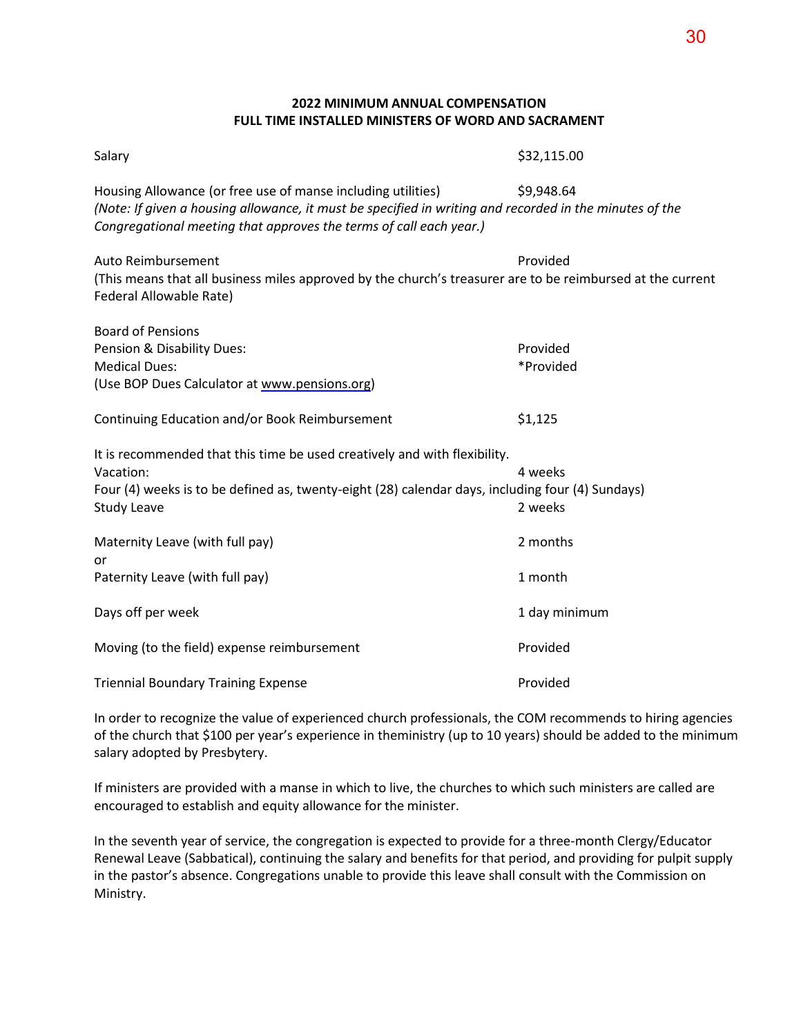## 2022 MINIMUM ANNUAL COMPENSATION
## FULL TIME INSTALLED MINISTERS OF WORD AND SACRAMENT

| | |
|---|---|
| Salary | $32,115.00 |
| Housing Allowance (or free use of manse including utilities) | $9,948.64 |

*(Note: If given a housing allowance, it must be specified in writing and recorded in the minutes of the Congregational meeting that approves the terms of call each year.)*

| | |
|---|---|
| Auto Reimbursement | Provided |

(This means that all business miles approved by the church's treasurer are to be reimbursed at the current Federal Allowable Rate)

| | |
|---|---|
| Board of Pensions | |
| Pension & Disability Dues: | Provided |
| Medical Dues: | *Provided |

(Use BOP Dues Calculator at www.pensions.org)

| | |
|---|---|
| Continuing Education and/or Book Reimbursement | $1,125 |

It is recommended that this time be used creatively and with flexibility.

| | |
|---|---|
| Vacation: | 4 weeks |

Four (4) weeks is to be defined as, twenty-eight (28) calendar days, including four (4) Sundays)

| | |
|---|---|
| Study Leave | 2 weeks |
| Maternity Leave (with full pay) | 2 months |
| or | |
| Paternity Leave (with full pay) | 1 month |
| Days off per week | 1 day minimum |
| Moving (to the field) expense reimbursement | Provided |
| Triennial Boundary Training Expense | Provided |

In order to recognize the value of experienced church professionals, the COM recommends to hiring agencies of the church that $100 per year's experience in theministry (up to 10 years) should be added to the minimum salary adopted by Presbytery.

If ministers are provided with a manse in which to live, the churches to which such ministers are called are encouraged to establish and equity allowance for the minister.

In the seventh year of service, the congregation is expected to provide for a three-month Clergy/Educator Renewal Leave (Sabbatical), continuing the salary and benefits for that period, and providing for pulpit supply in the pastor's absence. Congregations unable to provide this leave shall consult with the Commission on Ministry.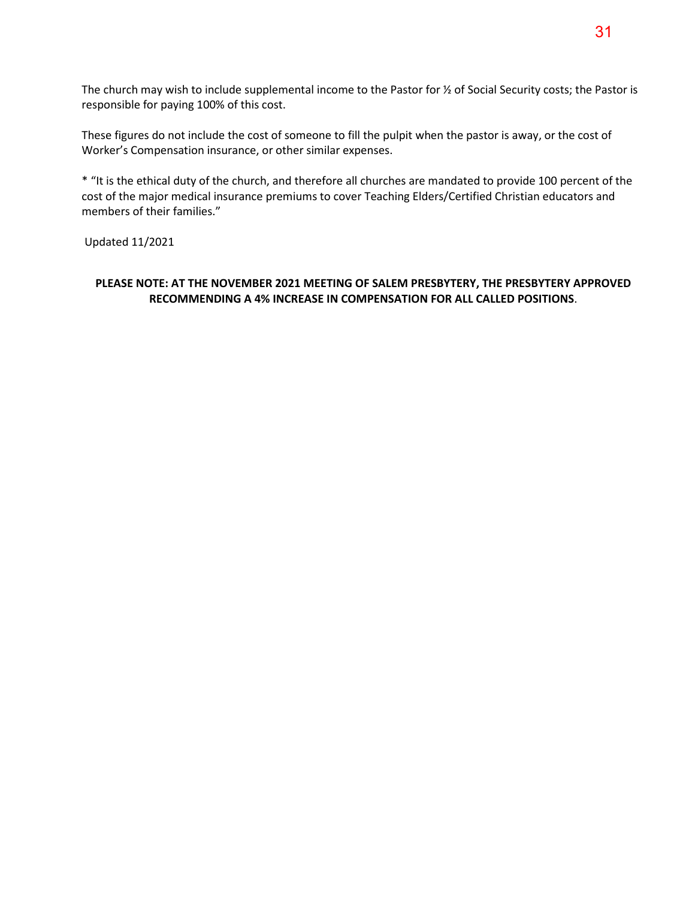The church may wish to include supplemental income to the Pastor for ½ of Social Security costs; the Pastor is responsible for paying 100% of this cost.

These figures do not include the cost of someone to fill the pulpit when the pastor is away, or the cost of Worker's Compensation insurance, or other similar expenses.

* "It is the ethical duty of the church, and therefore all churches are mandated to provide 100 percent of the cost of the major medical insurance premiums to cover Teaching Elders/Certified Christian educators and members of their families."

Updated 11/2021

**PLEASE NOTE: AT THE NOVEMBER 2021 MEETING OF SALEM PRESBYTERY, THE PRESBYTERY APPROVED RECOMMENDING A 4% INCREASE IN COMPENSATION FOR ALL CALLED POSITIONS**.